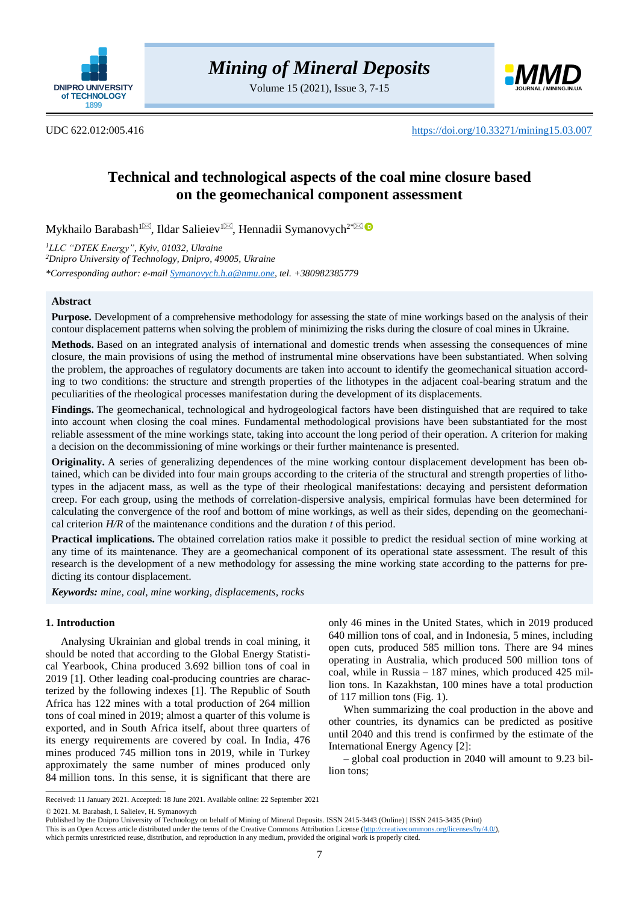UDC 622.012:005.416

https://doi.org/10.33271/mining15.03.007

# Technical and technological aspects of the coal mine closure based on the geomechanical component assessment

Mykhailo Barabash[1], Ildar Salieiev[1], Hennadii Symanovych[2*]

[1] LLC "DTEK Energy", Kyiv, 01032, Ukraine

[2] Dnipro University of Technology, Dnipro, 49005, Ukraine

*Corresponding author: e-mail Symanovych.h.a@nmu.one, tel. +380982385779

## Abstract

**Purpose.** Development of a comprehensive methodology for assessing the state of mine workings based on the analysis of their contour displacement patterns when solving the problem of minimizing the risks during the closure of coal mines in Ukraine.

**Methods.** Based on an integrated analysis of international and domestic trends when assessing the consequences of mine closure, the main provisions of using the method of instrumental mine observations have been substantiated. When solving the problem, the approaches of regulatory documents are taken into account to identify the geomechanical situation according to two conditions: the structure and strength properties of the lithotypes in the adjacent coal-bearing stratum and the peculiarities of the rheological processes manifestation during the development of its displacements.

**Findings.** The geomechanical, technological and hydrogeological factors have been distinguished that are required to take into account when closing the coal mines. Fundamental methodological provisions have been substantiated for the most reliable assessment of the mine workings state, taking into account the long period of their operation. A criterion for making a decision on the decommissioning of mine workings or their further maintenance is presented.

**Originality.** A series of generalizing dependences of the mine working contour displacement development has been obtained, which can be divided into four main groups according to the criteria of the structural and strength properties of lithotypes in the adjacent mass, as well as the type of their rheological manifestations: decaying and persistent deformation creep. For each group, using the methods of correlation-dispersive analysis, empirical formulas have been determined for calculating the convergence of the roof and bottom of mine workings, as well as their sides, depending on the geomechanical criterion $H/R$ of the maintenance conditions and the duration $t$ of this period.

**Practical implications.** The obtained correlation ratios make it possible to predict the residual section of mine working at any time of its maintenance. They are a geomechanical component of its operational state assessment. The result of this research is the development of a new methodology for assessing the mine working state according to the patterns for predicting its contour displacement.

***Keywords:*** *mine, coal, mine working, displacements, rocks*

## 1. Introduction

Analysing Ukrainian and global trends in coal mining, it should be noted that according to the Global Energy Statistical Yearbook, China produced 3.692 billion tons of coal in 2019 [1]. Other leading coal-producing countries are characterized by the following indexes [1]. The Republic of South Africa has 122 mines with a total production of 264 million tons of coal mined in 2019; almost a quarter of this volume is exported, and in South Africa itself, about three quarters of its energy requirements are covered by coal. In India, 476 mines produced 745 million tons in 2019, while in Turkey approximately the same number of mines produced only 84 million tons. In this sense, it is significant that there are only 46 mines in the United States, which in 2019 produced 640 million tons of coal, and in Indonesia, 5 mines, including open cuts, produced 585 million tons. There are 94 mines operating in Australia, which produced 500 million tons of coal, while in Russia – 187 mines, which produced 425 million tons. In Kazakhstan, 100 mines have a total production of 117 million tons (Fig. 1).

When summarizing the coal production in the above and other countries, its dynamics can be predicted as positive until 2040 and this trend is confirmed by the estimate of the International Energy Agency [2]:

– global coal production in 2040 will amount to 9.23 billion tons;

Received: 11 January 2021. Accepted: 18 June 2021. Available online: 22 September 2021

© 2021. M. Barabash, I. Salieiev, H. Symanovych

Published by the Dnipro University of Technology on behalf of Mining of Mineral Deposits. ISSN 2415-3443 (Online) | ISSN 2415-3435 (Print)

This is an Open Access article distributed under the terms of the Creative Commons Attribution License (http://creativecommons.org/licenses/by/4.0/), which permits unrestricted reuse, distribution, and reproduction in any medium, provided the original work is properly cited.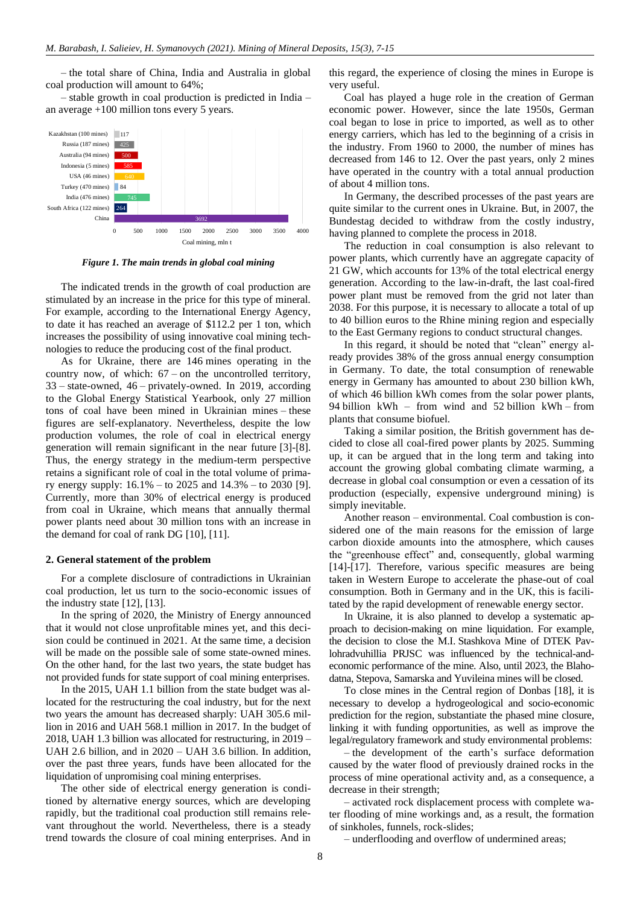– the total share of China, India and Australia in global coal production will amount to 64%;

– stable growth in coal production is predicted in India – an average +100 million tons every 5 years.

| Country | Coal mining, mln t |
|---|---|
| Kazakhstan (100 mines) | 117 |
| Russia (187 mines) | 425 |
| Australia (94 mines) | 500 |
| Indonesia (5 mines) | 585 |
| USA (46 mines) | 640 |
| Turkey (470 mines) | 84 |
| India (476 mines) | 745 |
| South Africa (122 mines) | 264 |
| China | 3692 |

*Figure 1. The main trends in global coal mining*

The indicated trends in the growth of coal production are stimulated by an increase in the price for this type of mineral. For example, according to the International Energy Agency, to date it has reached an average of $112.2 per 1 ton, which increases the possibility of using innovative coal mining technologies to reduce the producing cost of the final product.

As for Ukraine, there are 146 mines operating in the country now, of which: 67 – on the uncontrolled territory, 33 – state-owned, 46 – privately-owned. In 2019, according to the Global Energy Statistical Yearbook, only 27 million tons of coal have been mined in Ukrainian mines – these figures are self-explanatory. Nevertheless, despite the low production volumes, the role of coal in electrical energy generation will remain significant in the near future [3]-[8]. Thus, the energy strategy in the medium-term perspective retains a significant role of coal in the total volume of primary energy supply: 16.1% – to 2025 and 14.3% – to 2030 [9]. Currently, more than 30% of electrical energy is produced from coal in Ukraine, which means that annually thermal power plants need about 30 million tons with an increase in the demand for coal of rank DG [10], [11].

## 2. General statement of the problem

For a complete disclosure of contradictions in Ukrainian coal production, let us turn to the socio-economic issues of the industry state [12], [13].

In the spring of 2020, the Ministry of Energy announced that it would not close unprofitable mines yet, and this decision could be continued in 2021. At the same time, a decision will be made on the possible sale of some state-owned mines. On the other hand, for the last two years, the state budget has not provided funds for state support of coal mining enterprises.

In the 2015, UAH 1.1 billion from the state budget was allocated for the restructuring the coal industry, but for the next two years the amount has decreased sharply: UAH 305.6 million in 2016 and UAH 568.1 million in 2017. In the budget of 2018, UAH 1.3 billion was allocated for restructuring, in 2019 – UAH 2.6 billion, and in 2020 – UAH 3.6 billion. In addition, over the past three years, funds have been allocated for the liquidation of unpromising coal mining enterprises.

The other side of electrical energy generation is conditioned by alternative energy sources, which are developing rapidly, but the traditional coal production still remains relevant throughout the world. Nevertheless, there is a steady trend towards the closure of coal mining enterprises. And in this regard, the experience of closing the mines in Europe is very useful.

Coal has played a huge role in the creation of German economic power. However, since the late 1950s, German coal began to lose in price to imported, as well as to other energy carriers, which has led to the beginning of a crisis in the industry. From 1960 to 2000, the number of mines has decreased from 146 to 12. Over the past years, only 2 mines have operated in the country with a total annual production of about 4 million tons.

In Germany, the described processes of the past years are quite similar to the current ones in Ukraine. But, in 2007, the Bundestag decided to withdraw from the costly industry, having planned to complete the process in 2018.

The reduction in coal consumption is also relevant to power plants, which currently have an aggregate capacity of 21 GW, which accounts for 13% of the total electrical energy generation. According to the law-in-draft, the last coal-fired power plant must be removed from the grid not later than 2038. For this purpose, it is necessary to allocate a total of up to 40 billion euros to the Rhine mining region and especially to the East Germany regions to conduct structural changes.

In this regard, it should be noted that "clean" energy already provides 38% of the gross annual energy consumption in Germany. To date, the total consumption of renewable energy in Germany has amounted to about 230 billion kWh, of which 46 billion kWh comes from the solar power plants, 94 billion kWh – from wind and 52 billion kWh – from plants that consume biofuel.

Taking a similar position, the British government has decided to close all coal-fired power plants by 2025. Summing up, it can be argued that in the long term and taking into account the growing global combating climate warming, a decrease in global coal consumption or even a cessation of its production (especially, expensive underground mining) is simply inevitable.

Another reason – environmental. Coal combustion is considered one of the main reasons for the emission of large carbon dioxide amounts into the atmosphere, which causes the "greenhouse effect" and, consequently, global warming [14]-[17]. Therefore, various specific measures are being taken in Western Europe to accelerate the phase-out of coal consumption. Both in Germany and in the UK, this is facilitated by the rapid development of renewable energy sector.

In Ukraine, it is also planned to develop a systematic approach to decision-making on mine liquidation. For example, the decision to close the M.I. Stashkova Mine of DTEK Pavlohradvuhillia PRJSC was influenced by the technical-and-economic performance of the mine. Also, until 2023, the Blahodatna, Stepova, Samarska and Yuvileina mines will be closed.

To close mines in the Central region of Donbas [18], it is necessary to develop a hydrogeological and socio-economic prediction for the region, substantiate the phased mine closure, linking it with funding opportunities, as well as improve the legal/regulatory framework and study environmental problems:

– the development of the earth's surface deformation caused by the water flood of previously drained rocks in the process of mine operational activity and, as a consequence, a decrease in their strength;

– activated rock displacement process with complete water flooding of mine workings and, as a result, the formation of sinkholes, funnels, rock-slides;

– underflooding and overflow of undermined areas;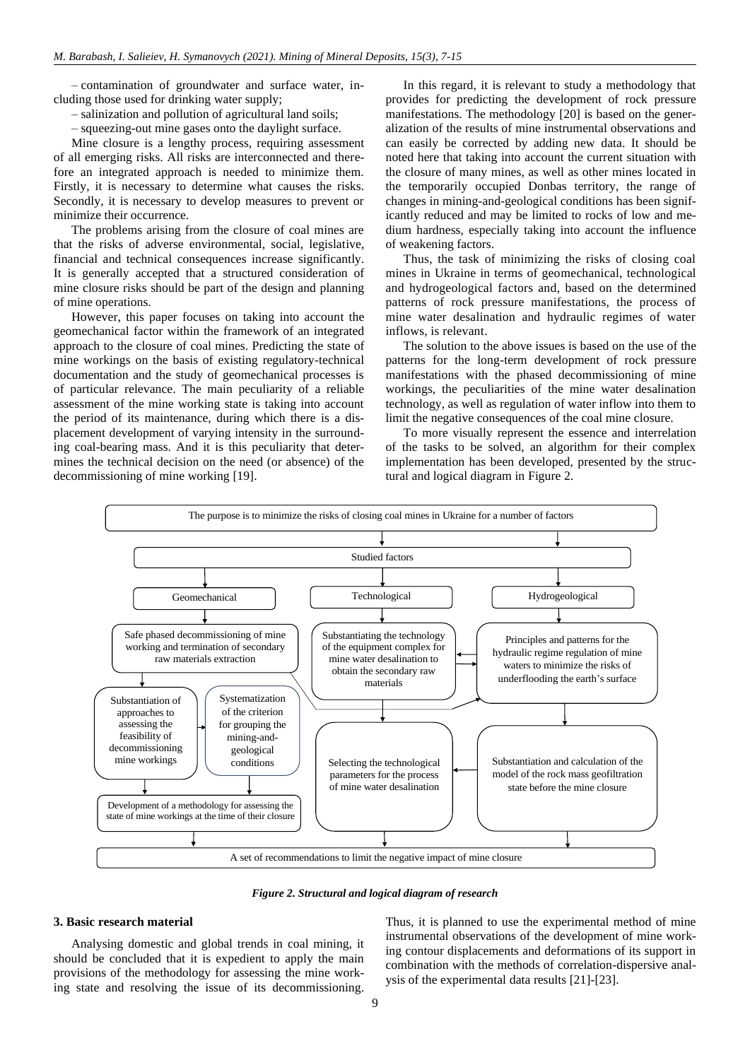– contamination of groundwater and surface water, including those used for drinking water supply;

– salinization and pollution of agricultural land soils;

– squeezing-out mine gases onto the daylight surface.

Mine closure is a lengthy process, requiring assessment of all emerging risks. All risks are interconnected and therefore an integrated approach is needed to minimize them. Firstly, it is necessary to determine what causes the risks. Secondly, it is necessary to develop measures to prevent or minimize their occurrence.

The problems arising from the closure of coal mines are that the risks of adverse environmental, social, legislative, financial and technical consequences increase significantly. It is generally accepted that a structured consideration of mine closure risks should be part of the design and planning of mine operations.

However, this paper focuses on taking into account the geomechanical factor within the framework of an integrated approach to the closure of coal mines. Predicting the state of mine workings on the basis of existing regulatory-technical documentation and the study of geomechanical processes is of particular relevance. The main peculiarity of a reliable assessment of the mine working state is taking into account the period of its maintenance, during which there is a displacement development of varying intensity in the surrounding coal-bearing mass. And it is this peculiarity that determines the technical decision on the need (or absence) of the decommissioning of mine working [19].

In this regard, it is relevant to study a methodology that provides for predicting the development of rock pressure manifestations. The methodology [20] is based on the generalization of the results of mine instrumental observations and can easily be corrected by adding new data. It should be noted here that taking into account the current situation with the closure of many mines, as well as other mines located in the temporarily occupied Donbas territory, the range of changes in mining-and-geological conditions has been significantly reduced and may be limited to rocks of low and medium hardness, especially taking into account the influence of weakening factors.

Thus, the task of minimizing the risks of closing coal mines in Ukraine in terms of geomechanical, technological and hydrogeological factors and, based on the determined patterns of rock pressure manifestations, the process of mine water desalination and hydraulic regimes of water inflows, is relevant.

The solution to the above issues is based on the use of the patterns for the long-term development of rock pressure manifestations with the phased decommissioning of mine workings, the peculiarities of the mine water desalination technology, as well as regulation of water inflow into them to limit the negative consequences of the coal mine closure.

To more visually represent the essence and interrelation of the tasks to be solved, an algorithm for their complex implementation has been developed, presented by the structural and logical diagram in Figure 2.

The purpose is to minimize the risks of closing coal mines in Ukraine for a number of factors

Studied factors

Geomechanical | Technological | Hydrogeological

Safe phased decommissioning of mine working and termination of secondary raw materials extraction

Substantiating the technology of the equipment complex for mine water desalination to obtain the secondary raw materials

Principles and patterns for the hydraulic regime regulation of mine waters to minimize the risks of underflooding the earth's surface

Substantiation of approaches to assessing the feasibility of decommissioning mine workings

Systematization of the criterion for grouping the mining-and-geological conditions

Selecting the technological parameters for the process of mine water desalination

Substantiation and calculation of the model of the rock mass geofiltration state before the mine closure

Development of a methodology for assessing the state of mine workings at the time of their closure

A set of recommendations to limit the negative impact of mine closure

*Figure 2. Structural and logical diagram of research*

## 3. Basic research material

Analysing domestic and global trends in coal mining, it should be concluded that it is expedient to apply the main provisions of the methodology for assessing the mine working state and resolving the issue of its decommissioning. Thus, it is planned to use the experimental method of mine instrumental observations of the development of mine working contour displacements and deformations of its support in combination with the methods of correlation-dispersive analysis of the experimental data results [21]-[23].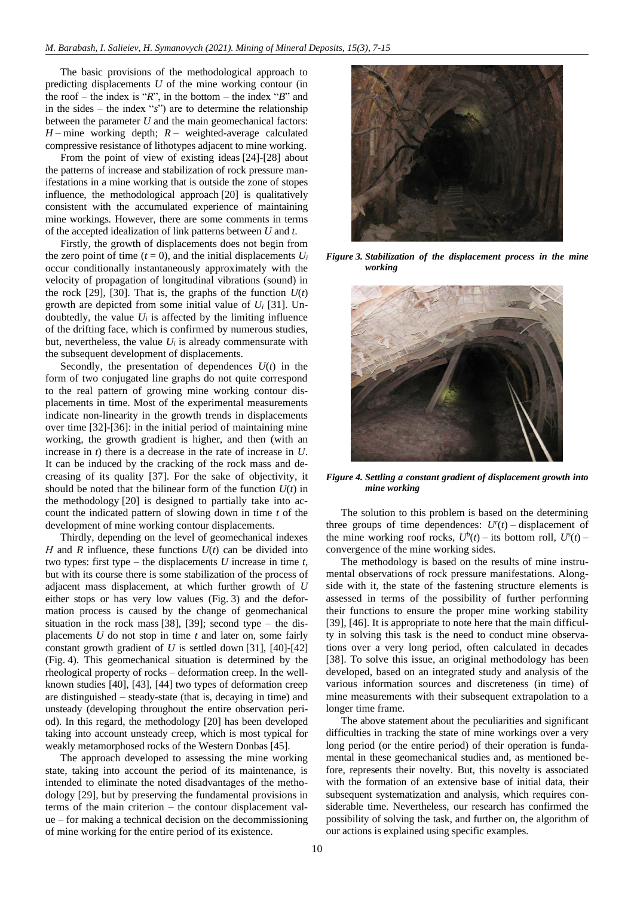The basic provisions of the methodological approach to predicting displacements $U$ of the mine working contour (in the roof – the index is "$R$", in the bottom – the index "$B$" and in the sides – the index "$s$") are to determine the relationship between the parameter $U$ and the main geomechanical factors: $H$ – mine working depth; $R$ – weighted-average calculated compressive resistance of lithotypes adjacent to mine working.

From the point of view of existing ideas [24]-[28] about the patterns of increase and stabilization of rock pressure manifestations in a mine working that is outside the zone of stopes influence, the methodological approach [20] is qualitatively consistent with the accumulated experience of maintaining mine workings. However, there are some comments in terms of the accepted idealization of link patterns between $U$ and $t$.

Firstly, the growth of displacements does not begin from the zero point of time ($t = 0$), and the initial displacements $U_i$ occur conditionally instantaneously approximately with the velocity of propagation of longitudinal vibrations (sound) in the rock [29], [30]. That is, the graphs of the function $U(t)$ growth are depicted from some initial value of $U_i$ [31]. Undoubtedly, the value $U_i$ is affected by the limiting influence of the drifting face, which is confirmed by numerous studies, but, nevertheless, the value $U_i$ is already commensurate with the subsequent development of displacements.

Secondly, the presentation of dependences $U(t)$ in the form of two conjugated line graphs do not quite correspond to the real pattern of growing mine working contour displacements in time. Most of the experimental measurements indicate non-linearity in the growth trends in displacements over time [32]-[36]: in the initial period of maintaining mine working, the growth gradient is higher, and then (with an increase in $t$) there is a decrease in the rate of increase in $U$. It can be induced by the cracking of the rock mass and decreasing of its quality [37]. For the sake of objectivity, it should be noted that the bilinear form of the function $U(t)$ in the methodology [20] is designed to partially take into account the indicated pattern of slowing down in time $t$ of the development of mine working contour displacements.

Thirdly, depending on the level of geomechanical indexes $H$ and $R$ influence, these functions $U(t)$ can be divided into two types: first type – the displacements $U$ increase in time $t$, but with its course there is some stabilization of the process of adjacent mass displacement, at which further growth of $U$ either stops or has very low values (Fig. 3) and the deformation process is caused by the change of geomechanical situation in the rock mass [38], [39]; second type – the displacements $U$ do not stop in time $t$ and later on, some fairly constant growth gradient of $U$ is settled down [31], [40]-[42] (Fig. 4). This geomechanical situation is determined by the rheological property of rocks – deformation creep. In the well-known studies [40], [43], [44] two types of deformation creep are distinguished – steady-state (that is, decaying in time) and unsteady (developing throughout the entire observation period). In this regard, the methodology [20] has been developed taking into account unsteady creep, which is most typical for weakly metamorphosed rocks of the Western Donbas [45].

The approach developed to assessing the mine working state, taking into account the period of its maintenance, is intended to eliminate the noted disadvantages of the methodology [29], but by preserving the fundamental provisions in terms of the main criterion – the contour displacement value – for making a technical decision on the decommissioning of mine working for the entire period of its existence.

***Figure 3. Stabilization of the displacement process in the mine working***

***Figure 4. Settling a constant gradient of displacement growth into mine working***

The solution to this problem is based on the determining three groups of time dependences: $U^r(t)$ – displacement of the mine working roof rocks, $U^b(t)$ – its bottom roll, $U^s(t)$ – convergence of the mine working sides.

The methodology is based on the results of mine instrumental observations of rock pressure manifestations. Alongside with it, the state of the fastening structure elements is assessed in terms of the possibility of further performing their functions to ensure the proper mine working stability [39], [46]. It is appropriate to note here that the main difficulty in solving this task is the need to conduct mine observations over a very long period, often calculated in decades [38]. To solve this issue, an original methodology has been developed, based on an integrated study and analysis of the various information sources and discreteness (in time) of mine measurements with their subsequent extrapolation to a longer time frame.

The above statement about the peculiarities and significant difficulties in tracking the state of mine workings over a very long period (or the entire period) of their operation is fundamental in these geomechanical studies and, as mentioned before, represents their novelty. But, this novelty is associated with the formation of an extensive base of initial data, their subsequent systematization and analysis, which requires considerable time. Nevertheless, our research has confirmed the possibility of solving the task, and further on, the algorithm of our actions is explained using specific examples.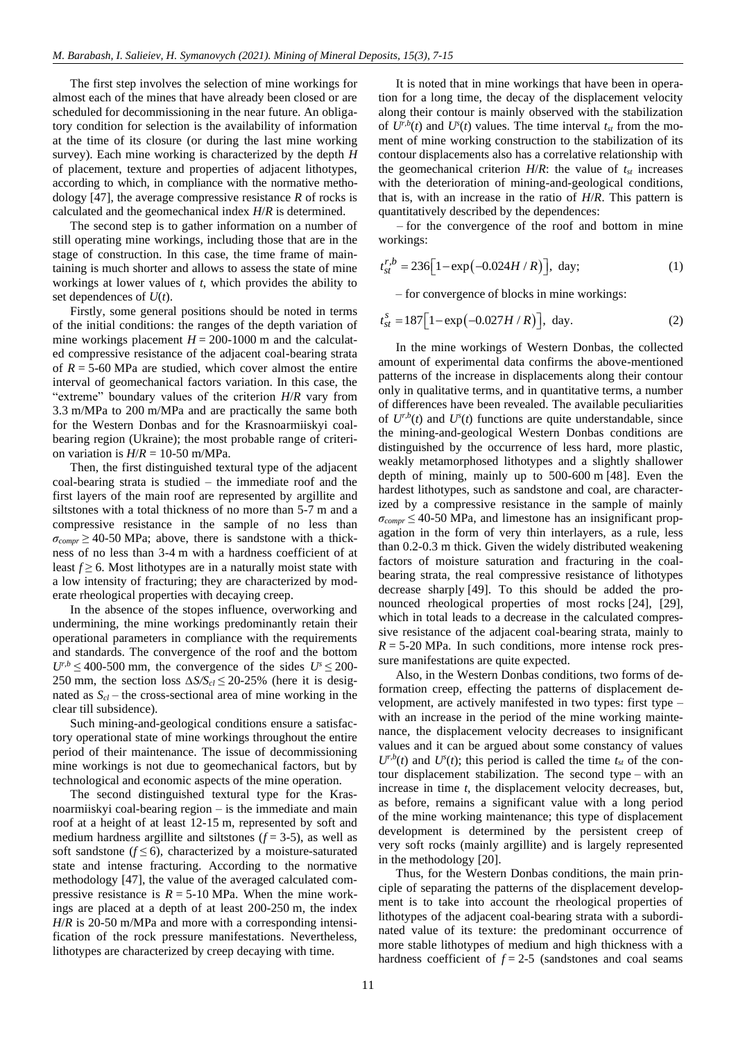The first step involves the selection of mine workings for almost each of the mines that have already been closed or are scheduled for decommissioning in the near future. An obligatory condition for selection is the availability of information at the time of its closure (or during the last mine working survey). Each mine working is characterized by the depth $H$ of placement, texture and properties of adjacent lithotypes, according to which, in compliance with the normative methodology [47], the average compressive resistance $R$ of rocks is calculated and the geomechanical index $H/R$ is determined.

The second step is to gather information on a number of still operating mine workings, including those that are in the stage of construction. In this case, the time frame of maintaining is much shorter and allows to assess the state of mine workings at lower values of $t$, which provides the ability to set dependences of $U(t)$.

Firstly, some general positions should be noted in terms of the initial conditions: the ranges of the depth variation of mine workings placement $H$ = 200-1000 m and the calculated compressive resistance of the adjacent coal-bearing strata of $R$ = 5-60 MPa are studied, which cover almost the entire interval of geomechanical factors variation. In this case, the "extreme" boundary values of the criterion $H/R$ vary from 3.3 m/MPa to 200 m/MPa and are practically the same both for the Western Donbas and for the Krasnoarmiiskyi coal-bearing region (Ukraine); the most probable range of criterion variation is $H/R$ = 10-50 m/MPa.

Then, the first distinguished textural type of the adjacent coal-bearing strata is studied – the immediate roof and the first layers of the main roof are represented by argillite and siltstones with a total thickness of no more than 5-7 m and a compressive resistance in the sample of no less than $\sigma_{compr} \geq$ 40-50 MPa; above, there is sandstone with a thickness of no less than 3-4 m with a hardness coefficient of at least $f \geq 6$. Most lithotypes are in a naturally moist state with a low intensity of fracturing; they are characterized by moderate rheological properties with decaying creep.

In the absence of the stopes influence, overworking and undermining, the mine workings predominantly retain their operational parameters in compliance with the requirements and standards. The convergence of the roof and the bottom $U^{r,b} \leq$ 400-500 mm, the convergence of the sides $U^s \leq$ 200-250 mm, the section loss $\Delta S/S_{cl} \leq$ 20-25% (here it is designated as $S_{cl}$ – the cross-sectional area of mine working in the clear till subsidence).

Such mining-and-geological conditions ensure a satisfactory operational state of mine workings throughout the entire period of their maintenance. The issue of decommissioning mine workings is not due to geomechanical factors, but by technological and economic aspects of the mine operation.

The second distinguished textural type for the Krasnoarmiiskyi coal-bearing region – is the immediate and main roof at a height of at least 12-15 m, represented by soft and medium hardness argillite and siltstones ($f$ = 3-5), as well as soft sandstone ($f \leq 6$), characterized by a moisture-saturated state and intense fracturing. According to the normative methodology [47], the value of the averaged calculated compressive resistance is $R$ = 5-10 MPa. When the mine workings are placed at a depth of at least 200-250 m, the index $H/R$ is 20-50 m/MPa and more with a corresponding intensification of the rock pressure manifestations. Nevertheless, lithotypes are characterized by creep decaying with time.

It is noted that in mine workings that have been in operation for a long time, the decay of the displacement velocity along their contour is mainly observed with the stabilization of $U^{r,b}(t)$ and $U^s(t)$ values. The time interval $t_{st}$ from the moment of mine working construction to the stabilization of its contour displacements also has a correlative relationship with the geomechanical criterion $H/R$: the value of $t_{st}$ increases with the deterioration of mining-and-geological conditions, that is, with an increase in the ratio of $H/R$. This pattern is quantitatively described by the dependences:

– for the convergence of the roof and bottom in mine workings:

$$t_{st}^{r,b} = 236\left[1 - \exp\left(-0.024H / R\right)\right], \text{ day;} \tag{1}$$

– for convergence of blocks in mine workings:

$$t_{st}^{s} = 187\left[1 - \exp\left(-0.027H / R\right)\right], \text{ day.} \tag{2}$$

In the mine workings of Western Donbas, the collected amount of experimental data confirms the above-mentioned patterns of the increase in displacements along their contour only in qualitative terms, and in quantitative terms, a number of differences have been revealed. The available peculiarities of $U^{r,b}(t)$ and $U^s(t)$ functions are quite understandable, since the mining-and-geological Western Donbas conditions are distinguished by the occurrence of less hard, more plastic, weakly metamorphosed lithotypes and a slightly shallower depth of mining, mainly up to 500-600 m [48]. Even the hardest lithotypes, such as sandstone and coal, are characterized by a compressive resistance in the sample of mainly $\sigma_{compr} \leq$ 40-50 MPa, and limestone has an insignificant propagation in the form of very thin interlayers, as a rule, less than 0.2-0.3 m thick. Given the widely distributed weakening factors of moisture saturation and fracturing in the coal-bearing strata, the real compressive resistance of lithotypes decrease sharply [49]. To this should be added the pronounced rheological properties of most rocks [24], [29], which in total leads to a decrease in the calculated compressive resistance of the adjacent coal-bearing strata, mainly to $R$ = 5-20 MPa. In such conditions, more intense rock pressure manifestations are quite expected.

Also, in the Western Donbas conditions, two forms of deformation creep, effecting the patterns of displacement development, are actively manifested in two types: first type – with an increase in the period of the mine working maintenance, the displacement velocity decreases to insignificant values and it can be argued about some constancy of values $U^{r,b}(t)$ and $U^s(t)$; this period is called the time $t_{st}$ of the contour displacement stabilization. The second type – with an increase in time $t$, the displacement velocity decreases, but, as before, remains a significant value with a long period of the mine working maintenance; this type of displacement development is determined by the persistent creep of very soft rocks (mainly argillite) and is largely represented in the methodology [20].

Thus, for the Western Donbas conditions, the main principle of separating the patterns of the displacement development is to take into account the rheological properties of lithotypes of the adjacent coal-bearing strata with a subordinated value of its texture: the predominant occurrence of more stable lithotypes of medium and high thickness with a hardness coefficient of $f$ = 2-5 (sandstones and coal seams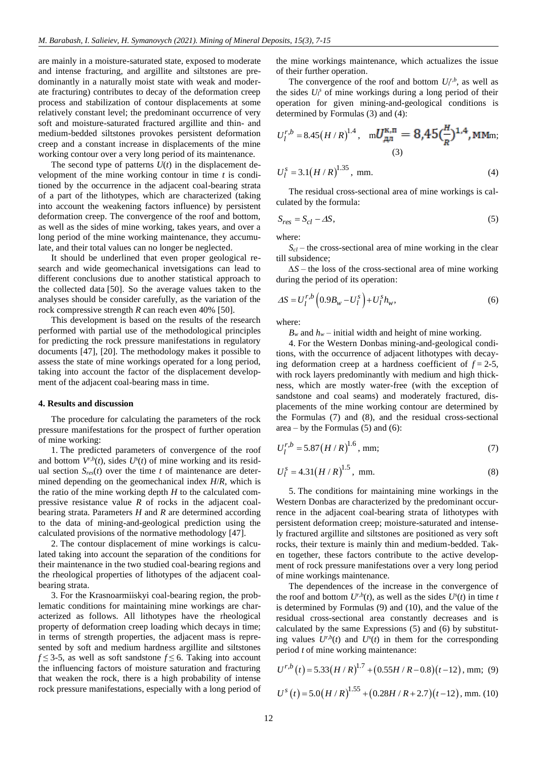are mainly in a moisture-saturated state, exposed to moderate and intense fracturing, and argillite and siltstones are predominantly in a naturally moist state with weak and moderate fracturing) contributes to decay of the deformation creep process and stabilization of contour displacements at some relatively constant level; the predominant occurrence of very soft and moisture-saturated fractured argillite and thin- and medium-bedded siltstones provokes persistent deformation creep and a constant increase in displacements of the mine working contour over a very long period of its maintenance.

The second type of patterns $U(t)$ in the displacement development of the mine working contour in time $t$ is conditioned by the occurrence in the adjacent coal-bearing strata of a part of the lithotypes, which are characterized (taking into account the weakening factors influence) by persistent deformation creep. The convergence of the roof and bottom, as well as the sides of mine working, takes years, and over a long period of the mine working maintenance, they accumulate, and their total values can no longer be neglected.

It should be underlined that even proper geological research and wide geomechanical invetsigations can lead to different conclusions due to another statistical approach to the collected data [50]. So the average values taken to the analyses should be consider carefully, as the variation of the rock compressive strength $R$ can reach even 40% [50].

This development is based on the results of the research performed with partial use of the methodological principles for predicting the rock pressure manifestations in regulatory documents [47], [20]. The methodology makes it possible to assess the state of mine workings operated for a long period, taking into account the factor of the displacement development of the adjacent coal-bearing mass in time.

## 4. Results and discussion

The procedure for calculating the parameters of the rock pressure manifestations for the prospect of further operation of mine working:

1. The predicted parameters of convergence of the roof and bottom $V^{r,b}(t)$, sides $U^{s}(t)$ of mine working and its residual section $S_{res}(t)$ over the time $t$ of maintenance are determined depending on the geomechanical index $H/R$, which is the ratio of the mine working depth $H$ to the calculated compressive resistance value $R$ of rocks in the adjacent coal-bearing strata. Parameters $H$ and $R$ are determined according to the data of mining-and-geological prediction using the calculated provisions of the normative methodology [47].

2. The contour displacement of mine workings is calculated taking into account the separation of the conditions for their maintenance in the two studied coal-bearing regions and the rheological properties of lithotypes of the adjacent coal-bearing strata.

3. For the Krasnoarmiiskyi coal-bearing region, the problematic conditions for maintaining mine workings are characterized as follows. All lithotypes have the rheological property of deformation creep loading which decays in time; in terms of strength properties, the adjacent mass is represented by soft and medium hardness argillite and siltstones $f \leq 3$-5, as well as soft sandstone $f \leq 6$. Taking into account the influencing factors of moisture saturation and fracturing that weaken the rock, there is a high probability of intense rock pressure manifestations, especially with a long period of the mine workings maintenance, which actualizes the issue of their further operation.

The convergence of the roof and bottom $U_l^{r,b}$, as well as the sides $U_l^{s}$ of mine workings during a long period of their operation for given mining-and-geological conditions is determined by Formulas (3) and (4):

$$U_l^{r,b} = 8.45(H/R)^{1.4}, \text{ mm}; \quad U_{дл}^{к,п} = 8{,}45\left(\frac{H}{R}\right)^{1,4}, \text{ мм} \tag{3}$$

$$U_l^{s} = 3.1(H/R)^{1.35}, \text{ mm}. \tag{4}$$

The residual cross-sectional area of mine workings is calculated by the formula:

$$S_{res} = S_{cl} - \Delta S, \tag{5}$$

where:

$S_{cl}$ – the cross-sectional area of mine working in the clear till subsidence;

$\Delta S$ – the loss of the cross-sectional area of mine working during the period of its operation:

$$\Delta S = U_l^{r,b}\left(0.9B_w - U_l^{s}\right) + U_l^{s} h_w, \tag{6}$$

where:

$B_w$ and $h_w$ – initial width and height of mine working.

4. For the Western Donbas mining-and-geological conditions, with the occurrence of adjacent lithotypes with decaying deformation creep at a hardness coefficient of $f = 2$-5, with rock layers predominantly with medium and high thickness, which are mostly water-free (with the exception of sandstone and coal seams) and moderately fractured, displacements of the mine working contour are determined by the Formulas (7) and (8), and the residual cross-sectional area – by the Formulas (5) and (6):

$$U_l^{r,b} = 5.87(H/R)^{1.6}, \text{ mm}; \tag{7}$$

$$U_l^{s} = 4.31(H/R)^{1.5}, \text{ mm}. \tag{8}$$

5. The conditions for maintaining mine workings in the Western Donbas are characterized by the predominant occurrence in the adjacent coal-bearing strata of lithotypes with persistent deformation creep; moisture-saturated and intensely fractured argillite and siltstones are positioned as very soft rocks, their texture is mainly thin and medium-bedded. Taken together, these factors contribute to the active development of rock pressure manifestations over a very long period of mine workings maintenance.

The dependences of the increase in the convergence of the roof and bottom $U^{r,b}(t)$, as well as the sides $U^{s}(t)$ in time $t$ is determined by Formulas (9) and (10), and the value of the residual cross-sectional area constantly decreases and is calculated by the same Expressions (5) and (6) by substituting values $U^{r,b}(t)$ and $U^{s}(t)$ in them for the corresponding period $t$ of mine working maintenance:

$$U^{r,b}(t) = 5.33(H/R)^{1.7} + (0.55H/R - 0.8)(t-12), \text{ mm}; \tag{9}$$

$$U^{s}(t) = 5.0(H/R)^{1.55} + (0.28H/R + 2.7)(t-12), \text{ mm}. \tag{10}$$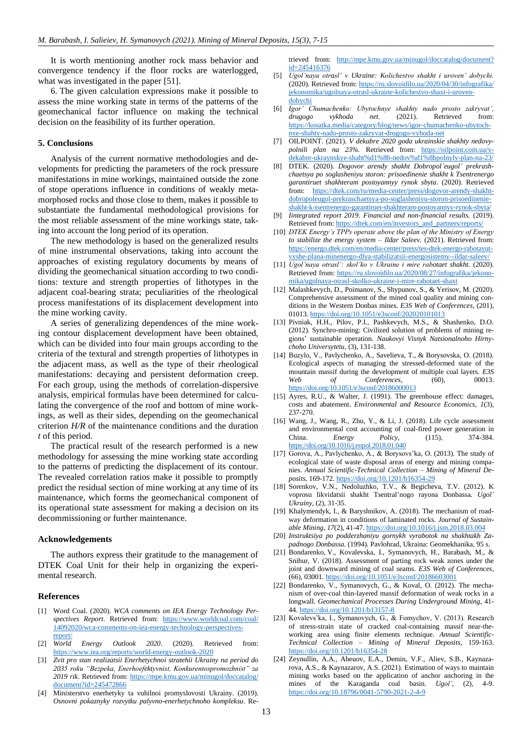It is worth mentioning another rock mass behavior and convergence tendency if the floor rocks are waterlogged, what was investigated in the paper [51].

6. The given calculation expressions make it possible to assess the mine working state in terms of the patterns of the geomechanical factor influence on making the technical decision on the feasibility of its further operation.

## 5. Conclusions

Analysis of the current normative methodologies and developments for predicting the parameters of the rock pressure manifestations in mine workings, maintained outside the zone of stope operations influence in conditions of weakly metamorphosed rocks and those close to them, makes it possible to substantiate the fundamental methodological provisions for the most reliable assessment of the mine workings state, taking into account the long period of its operation.

The new methodology is based on the generalized results of mine instrumental observations, taking into account the approaches of existing regulatory documents by means of dividing the geomechanical situation according to two conditions: texture and strength properties of lithotypes in the adjacent coal-bearing strata; peculiarities of the rheological process manifestations of its displacement development into the mine working cavity.

A series of generalizing dependences of the mine working contour displacement development have been obtained, which can be divided into four main groups according to the criteria of the textural and strength properties of lithotypes in the adjacent mass, as well as the type of their rheological manifestations: decaying and persistent deformation creep. For each group, using the methods of correlation-dispersive analysis, empirical formulas have been determined for calculating the convergence of the roof and bottom of mine workings, as well as their sides, depending on the geomechanical criterion $H/R$ of the maintenance conditions and the duration $t$ of this period.

The practical result of the research performed is a new methodology for assessing the mine working state according to the patterns of predicting the displacement of its contour. The revealed correlation ratios make it possible to promptly predict the residual section of mine working at any time of its maintenance, which forms the geomechanical component of its operational state assessment for making a decision on its decommissioning or further maintenance.

## Acknowledgements

The authors express their gratitude to the management of DTEK Coal Unit for their help in organizing the experimental research.

## References

[1] Word Coal. (2020). *WCA comments on IEA Energy Technology Perspectives Report*. Retrieved from: https://www.worldcoal.com/coal/14092020/wca-comments-on-iea-energy-technology-perspectives-report/

[2] *World Energy Outlook 2020*. (2020). Retrieved from: https://www.iea.org/reports/world-energy-outlook-2020

[3] *Zvit pro stan realizatsii Enerhetychnoi stratehii Ukrainy na period do 2035 roku "Bezpeka, Enerhoefektyvnist, Konkurentospromozhnist" za 2019 rik*. Retrieved from: https://mpe.kmu.gov.ua/minugol/doccatalog/document?id=245472866

[4] Ministerstvo enerhetyky ta vuhilnoi promyslovosti Ukrainy. (2019). *Osnovni pokaznyky rozvytku palyvno-enerhetychnoho kompleksu*. Retrieved from: http://mpe.kmu.gov.ua/minugol/doccatalog/document?id=245416376

[5] *Ugol'naya otrasl' v Ukraine: Kolichestvo shakht i uroven' dobychi*. (2020). Retrieved from: https://ru.slovoidilo.ua/2020/04/30/infografika/jekonomika/ugolnaya-otrasl-ukraine-kolichestvo-shaxt-i-uroven-dobychi

[6] *Igor' Chumachenko: Ubytochnye shakhty nado prosto zakryvat', drugogo vykhoda net*. (2021). Retrieved from: https://kosatka.media/category/blog/news/igor-chumachenko-ubytochnye-shahty-nado-prosto-zakryvat-drugogo-vyhoda-net

[7] OILPOINT. (2021). *V dekabre 2020 goda ukrainskie shakhty nedovypolnili plan na 23%*. Retrieved from: https://oilpoint.com.ua/v-dekabre-ukraynskye-shaht%d1%8b-nedov%d1%8bpolnyly-plan-na-23/

[8] DTEK. (2020). *Dogovor arendy shakht Dobropol'eugol' prekrashchaetsya po soglasheniyu storon: prisoedinenie shakht k Tsentrenergo garantiruet shakhteram postoyannyy rynok sbyta*. (2020). Retrieved from: https://dtek.com/ru/media-center/press/dogovor-arendy-shakht-dobropoleugol-prekrashchaetsya-po-soglasheniyu-storon-prisoedinenie-shakht-k-tsentrenergo-garantiruet-shakhteram-postoyannyy-rynok-sbyta/

[9] *Iintegrated report 2019. Financial and non-financial results.* (2019). Retrieved from: https://dtek.com/en/investors_and_partners/reports/

[10] *DTEK Energy's TPPs operate above the plan of the Ministry of Energy to stabilize the energy system – Ildar Saleev.* (2021). Retrieved from: https://energo.dtek.com/en/media-center/press/tes-dtek-energo-rabotayut-vyshe-plana-minenergo-dlya-stabilizatsii-energosistemy--ildar-saleev/

[11] *Ugol'naya otrasl': skol'ko v Ukraine i mire rabotaet shakht.* (2020). Retrieved from: https://ru.slovoidilo.ua/2020/08/27/infografika/jekonomika/ugolnaya-otrasl-skolko-ukraine-i-mire-rabotaet-shaxt

[12] Malashkevych, D., Poimanov, S., Shypunov, S., & Yerisov, M. (2020). Comprehensive assessment of the mined coal quality and mining conditions in the Western Donbas mines. *E3S Web of Conferences*, (201), 01013. https://doi.org/10.1051/e3sconf/202020101013

[13] Pivniak, H.H., Pilov, P.I., Pashkevych, M.S., & Shashenko, D.O. (2012). Synchro-mining: Civilized solution of problems of mining regions' sustainable operation. *Naukovyi Visnyk Natsionalnoho Hirnychoho Universytetu*, (3), 131-138.

[14] Buzylo, V., Pavlychenko, A., Savelieva, T., & Borysovska, O. (2018). Ecological aspects of managing the stressed-deformed state of the mountain massif during the development of multiple coal layers. *E3S Web of Conferences*, (60), 00013. https://doi.org/10.1051/e3sconf/20186000013

[15] Ayres, R.U., & Walter, J. (1991). The greenhouse effect: damages, costs and abatement. *Environmental and Resource Economics*, *1*(3), 237-270.

[16] Wang, J., Wang, R., Zhu, Y., & Li, J. (2018). Life cycle assessment and environmental cost accounting of coal-fired power generation in China. *Energy Policy*, (115), 374-384. https://doi.org/10.1016/j.enpol.2018.01.040

[17] Gorova, A., Pavlychenko, A., & Borysovs'ka, O. (2013). The study of ecological state of waste disposal areas of energy and mining companies. *Annual Scientific-Technical Collection – Mining of Mineral Deposits*, 169-172. https://doi.org/10.1201/b16354-29

[18] Sorenkov, V.N., Nedoluzhko, T.V., & Begicheva, T.V. (2012). K voprosu likvidatsii shakht Tsentral'nogo rayona Donbassa. *Ugol' Ukrainy*, (2), 31-35.

[19] Khalymendyk, I., & Baryshnikov, A. (2018). The mechanism of roadway deformation in conditions of laminated rocks. *Journal of Sustainable Mining*, *17*(2), 41-47. https://doi.org/10.1016/j.jsm.2018.03.004

[20] *Instruktsiya po podderzhaniyu gornykh vyrabotok na shakhtakh Zapadnogo Donbassa*. (1994). Pavlohrad, Ukraine: Geomekhanika, 95 s.

[21] Bondarenko, V., Kovalevska, I., Symanovych, H., Barabash, M., & Snihur, V. (2018). Assessment of parting rock weak zones under the joint and downward mining of coal seams. *E3S Web of Conferences*, (66), 03001. https://doi.org/10.1051/e3sconf/20186603001

[22] Bondarenko, V., Symanovych, G., & Koval, O. (2012). The mechanism of over-coal thin-layered massif deformation of weak rocks in a longwall. *Geomechanical Processes During Underground Mining*, 41-44. https://doi.org/10.1201/b13157-8

[23] Kovalevs'ka, I., Symanovych, G., & Fomychov, V. (2013). Research of stress-strain state of cracked coal-containing massif near-the-working area using finite elements technique. *Annual Scientific-Technical Collection – Mining of Mineral Deposits*, 159-163. https://doi.org/10.1201/b16354-28

[24] Zeynullin, A.A., Abeuov, E.A., Demin, V.F., Aliev, S.B., Kaynazarova, A.S., & Kaynazarov, A.S. (2021). Estimation of ways to maintain mining works based on the application of anchor anchoring in the mines of the Karaganda coal basin. *Ugol'*, (2), 4-9. https://doi.org/10.18796/0041-5790-2021-2-4-9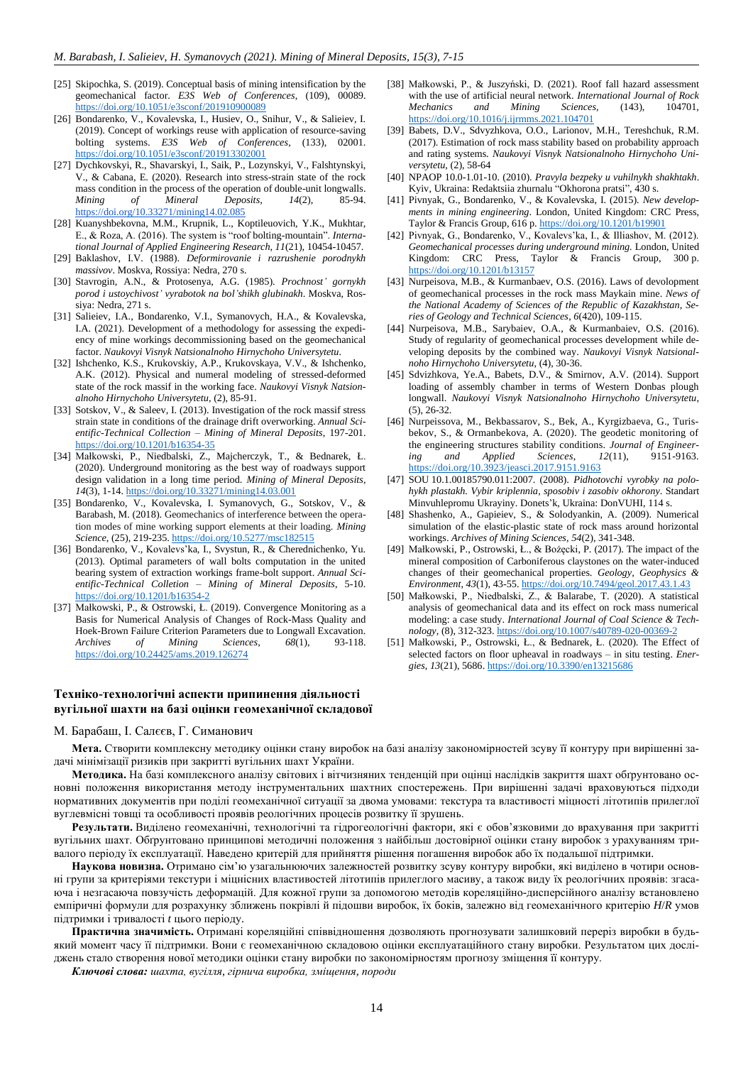[25] Skipochka, S. (2019). Conceptual basis of mining intensification by the geomechanical factor. *E3S Web of Conferences*, (109), 00089. https://doi.org/10.1051/e3sconf/201910900089

[26] Bondarenko, V., Kovalevska, I., Husiev, O., Snihur, V., & Salieiev, I. (2019). Concept of workings reuse with application of resource-saving bolting systems. *E3S Web of Conferences*, (133), 02001. https://doi.org/10.1051/e3sconf/201913302001

[27] Dychkovskyi, R., Shavarskyi, I., Saik, P., Lozynskyi, V., Falshtynskyi, V., & Cabana, E. (2020). Research into stress-strain state of the rock mass condition in the process of the operation of double-unit longwalls. *Mining of Mineral Deposits*, *14*(2), 85-94. https://doi.org/10.33271/mining14.02.085

[28] Kuanyshbekovna, M.M., Krupnik, L., Koptileuovich, Y.K., Mukhtar, E., & Roza, A. (2016). The system is "roof bolting-mountain". *International Journal of Applied Engineering Research*, *11*(21), 10454-10457.

[29] Baklashov, I.V. (1988). *Deformirovanie i razrushenie porodnykh massivov*. Moskva, Rossiya: Nedra, 270 s.

[30] Stavrogin, A.N., & Protosenya, A.G. (1985). *Prochnost' gornykh porod i ustoychivost' vyrabotok na bol'shikh glubinakh*. Moskva, Rossiya: Nedra, 271 s.

[31] Salieiev, I.A., Bondarenko, V.I., Symanovych, H.A., & Kovalevska, I.A. (2021). Development of a methodology for assessing the expediency of mine workings decommissioning based on the geomechanical factor. *Naukovyi Visnyk Natsionalnoho Hirnychoho Universytetu*.

[32] Ishchenko, K.S., Krukovskiy, A.P., Krukovskaya, V.V., & Ishchenko, A.K. (2012). Physical and numeral modeling of stressed-deformed state of the rock massif in the working face. *Naukovyi Visnyk Natsionalnoho Hirnychoho Universytetu*, (2), 85-91.

[33] Sotskov, V., & Saleev, I. (2013). Investigation of the rock massif stress strain state in conditions of the drainage drift overworking. *Annual Scientific-Technical Collection – Mining of Mineral Deposits*, 197-201. https://doi.org/10.1201/b16354-35

[34] Małkowski, P., Niedbalski, Z., Majcherczyk, T., & Bednarek, Ł. (2020). Underground monitoring as the best way of roadways support design validation in a long time period. *Mining of Mineral Deposits*, *14*(3), 1-14. https://doi.org/10.33271/mining14.03.001

[35] Bondarenko, V., Kovalevska, I. Symanovych, G., Sotskov, V., & Barabash, M. (2018). Geomechanics of interference between the operation modes of mine working support elements at their loading. *Mining Science*, (25), 219-235. https://doi.org/10.5277/msc182515

[36] Bondarenko, V., Kovalevs'ka, I., Svystun, R., & Cherednichenko, Yu. (2013). Optimal parameters of wall bolts computation in the united bearing system of extraction workings frame-bolt support. *Annual Scientific-Technical Colletion – Mining of Mineral Deposits*, 5-10. https://doi.org/10.1201/b16354-2

[37] Małkowski, P., & Ostrowski, Ł. (2019). Convergence Monitoring as a Basis for Numerical Analysis of Changes of Rock-Mass Quality and Hoek-Brown Failure Criterion Parameters due to Longwall Excavation. *Archives of Mining Sciences*, *68*(1), 93-118. https://doi.org/10.24425/ams.2019.126274

[38] Małkowski, P., & Juszyński, D. (2021). Roof fall hazard assessment with the use of artificial neural network. *International Journal of Rock Mechanics and Mining Sciences*, (143), 104701, https://doi.org/10.1016/j.ijrmms.2021.104701

[39] Babets, D.V., Sdvyzhkova, O.O., Larionov, M.H., Tereshchuk, R.M. (2017). Estimation of rock mass stability based on probability approach and rating systems. *Naukovyi Visnyk Natsionalnoho Hirnychoho Universytetu*, (2), 58-64

[40] NPAOP 10.0-1.01-10. (2010). *Pravyla bezpeky u vuhilnykh shakhtakh*. Kyiv, Ukraina: Redaktsiia zhurnalu "Okhorona pratsi", 430 s.

[41] Pivnyak, G., Bondarenko, V., & Kovalevska, I. (2015). *New developments in mining engineering*. London, United Kingdom: CRC Press, Taylor & Francis Group, 616 p. https://doi.org/10.1201/b19901

[42] Pivnyak, G., Bondarenko, V., Kovalevs'ka, I., & Illiashov, M. (2012). *Geomechanical processes during underground mining*. London, United Kingdom: CRC Press, Taylor & Francis Group, 300 p. https://doi.org/10.1201/b13157

[43] Nurpeisova, M.B., & Kurmanbaev, O.S. (2016). Laws of devolopment of geomechanical processes in the rock mass Maykain mine. *News of the National Academy of Sciences of the Republic of Kazakhstan, Series of Geology and Technical Sciences*, *6*(420), 109-115.

[44] Nurpeisova, M.B., Sarybaiev, O.A., & Kurmanbaiev, O.S. (2016). Study of regularity of geomechanical processes development while developing deposits by the combined way. *Naukovyi Visnyk Natsionalnoho Hirnychoho Universytetu*, (4), 30-36.

[45] Sdvizhkova, Ye.A., Babets, D.V., & Smirnov, A.V. (2014). Support loading of assembly chamber in terms of Western Donbas plough longwall. *Naukovyi Visnyk Natsionalnoho Hirnychoho Universytetu*, (5), 26-32.

[46] Nurpeissova, M., Bekbassarov, S., Bek, A., Kyrgizbaeva, G., Turisbekov, S., & Ormanbekova, A. (2020). The geodetic monitoring of the engineering structures stability conditions. *Journal of Engineering and Applied Sciences*, *12*(11), 9151-9163. https://doi.org/10.3923/jeasci.2017.9151.9163

[47] SOU 10.1.00185790.011:2007. (2008). *Pidhotovchi vyrobky na polohykh plastakh. Vybir kriplennia, sposobiv i zasobiv okhorony*. Standart Minvuhlepromu Ukrayiny. Donets'k, Ukraine: DonVUHI, 114 s.

[48] Shashenko, A., Gapieiev, S., & Solodyankin, A. (2009). Numerical simulation of the elastic-plastic state of rock mass around horizontal workings. *Archives of Mining Sciences*, *54*(2), 341-348.

[49] Małkowski, P., Ostrowski, Ł., & Bożęcki, P. (2017). The impact of the mineral composition of Carboniferous claystones on the water-induced changes of their geomechanical properties. *Geology, Geophysics & Environment*, *43*(1), 43-55. https://doi.org/10.7494/geol.2017.43.1.43

[50] Małkowski, P., Niedbalski, Z., & Balarabe, T. (2020). A statistical analysis of geomechanical data and its effect on rock mass numerical modeling: a case study. *International Journal of Coal Science & Technology*, (8), 312-323. https://doi.org/10.1007/s40789-020-00369-2

[51] Małkowski, P., Ostrowski, Ł., & Bednarek, Ł. (2020). The Effect of selected factors on floor upheaval in roadways – in situ testing. *Energies*, *13*(21), 5686. https://doi.org/10.3390/en13215686

## Техніко-технологічні аспекти припинення діяльності вугільної шахти на базі оцінки геомеханічної складової

М. Барабаш, І. Салєєв, Г. Симанович

**Мета.** Створити комплексну методику оцінки стану виробок на базі аналізу закономірностей зсуву її контуру при вирішенні задачі мінімізації ризиків при закритті вугільних шахт України.

**Методика.** На базі комплексного аналізу світових і вітчизняних тенденцій при оцінці наслідків закриття шахт обґрунтовано основні положення використання методу інструментальних шахтних спостережень. При вирішенні задачі враховуються підходи нормативних документів при поділі геомеханічної ситуації за двома умовами: текстура та властивості міцності літотипів прилеглої вуглевмісні товщі та особливості проявів реологічних процесів розвитку її зрушень.

**Результати.** Виділено геомеханічні, технологічні та гідрогеологічні фактори, які є обов'язковими до врахування при закритті вугільних шахт. Обґрунтовано принципові методичні положення з найбільш достовірної оцінки стану виробок з урахуванням тривалого періоду їх експлуатації. Наведено критерій для прийняття рішення погашення виробок або їх подальшої підтримки.

**Наукова новизна.** Отримано сім'ю узагальнюючих залежностей розвитку зсуву контуру виробки, які виділено в чотири основні групи за критеріями текстури і міцнісних властивостей літотипів прилеглого масиву, а також виду їх реологічних проявів: згасаюча і незгасаюча повзучість деформацій. Для кожної групи за допомогою методів кореляційно-дисперсійного аналізу встановлено емпіричні формули для розрахунку зближень покрівлі й підошви виробок, їх боків, залежно від геомеханічного критерію $H/R$ умов підтримки і тривалості $t$ цього періоду.

**Практична значимість.** Отримані кореляційні співвідношення дозволяють прогнозувати залишковий переріз виробки в будь-який момент часу її підтримки. Вони є геомеханічною складовою оцінки експлуатаційного стану виробки. Результатом цих досліджень стало створення нової методики оцінки стану виробки по закономірностям прогнозу зміщення її контуру.

***Ключові слова:*** *шахта, вугілля, гірнича виробка, зміщення, породи*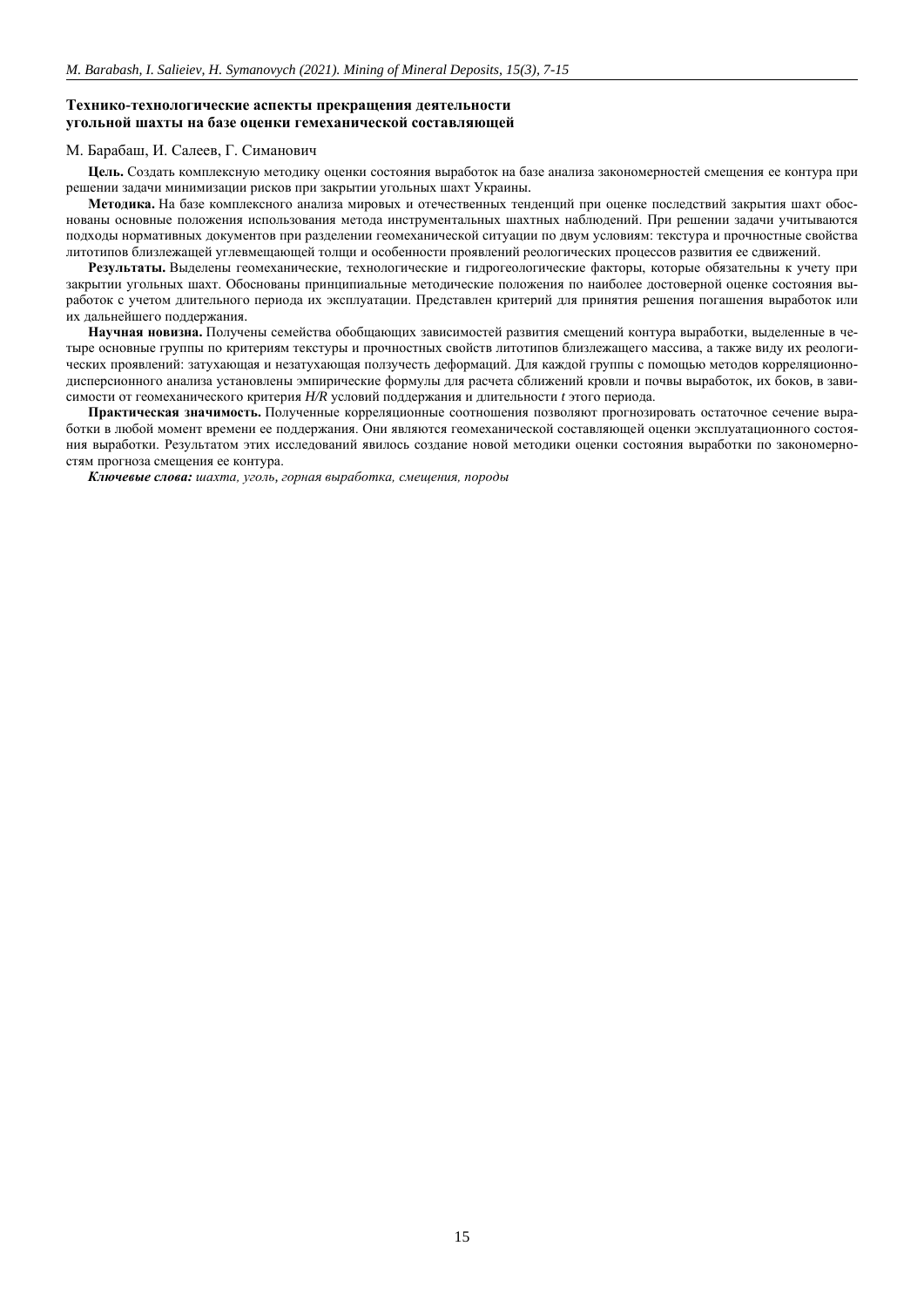### Технико-технологические аспекты прекращения деятельности угольной шахты на базе оценки гемеханической составляющей

М. Барабаш, И. Салеев, Г. Симанович

**Цель.** Создать комплексную методику оценки состояния выработок на базе анализа закономерностей смещения ее контура при решении задачи минимизации рисков при закрытии угольных шахт Украины.

**Методика.** На базе комплексного анализа мировых и отечественных тенденций при оценке последствий закрытия шахт обоснованы основные положения использования метода инструментальных шахтных наблюдений. При решении задачи учитываются подходы нормативных документов при разделении геомеханической ситуации по двум условиям: текстура и прочностные свойства литотипов близлежащей углевмещающей толщи и особенности проявлений реологических процессов развития ее сдвижений.

**Результаты.** Выделены геомеханические, технологические и гидрогеологические факторы, которые обязательны к учету при закрытии угольных шахт. Обоснованы принципиальные методические положения по наиболее достоверной оценке состояния выработок с учетом длительного периода их эксплуатации. Представлен критерий для принятия решения погашения выработок или их дальнейшего поддержания.

**Научная новизна.** Получены семейства обобщающих зависимостей развития смещений контура выработки, выделенные в четыре основные группы по критериям текстуры и прочностных свойств литотипов близлежащего массива, а также виду их реологических проявлений: затухающая и незатухающая ползучесть деформаций. Для каждой группы с помощью методов корреляционно-дисперсионного анализа установлены эмпирические формулы для расчета сближений кровли и почвы выработок, их боков, в зависимости от геомеханического критерия *H/R* условий поддержания и длительности *t* этого периода.

**Практическая значимость.** Полученные корреляционные соотношения позволяют прогнозировать остаточное сечение выработки в любой момент времени ее поддержания. Они являются геомеханической составляющей оценки эксплуатационного состояния выработки. Результатом этих исследований явилось создание новой методики оценки состояния выработки по закономерностям прогноза смещения ее контура.

***Ключевые слова:*** *шахта, уголь, горная выработка, смещения, породы*